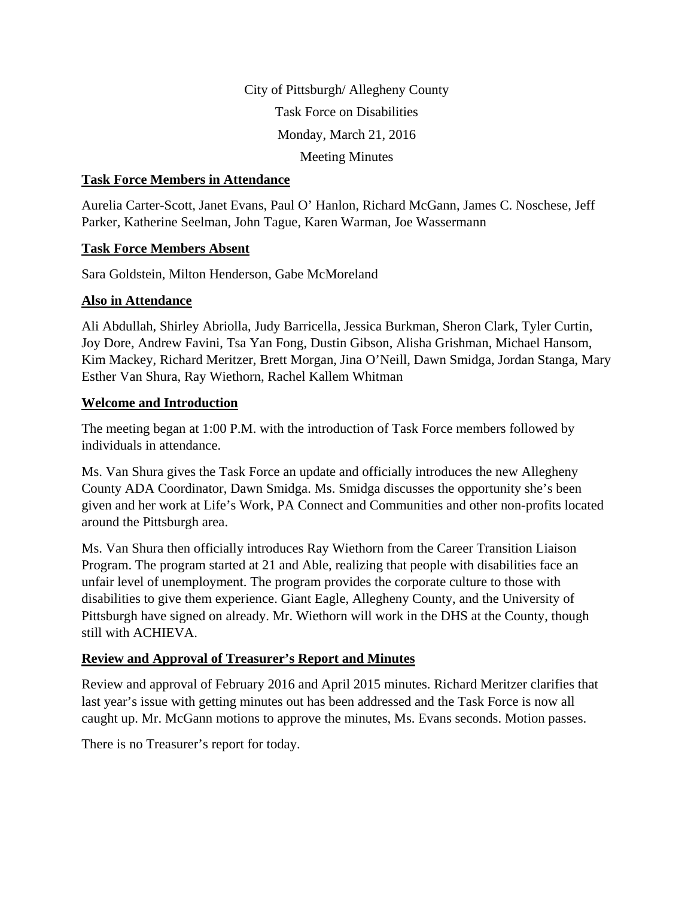City of Pittsburgh/ Allegheny County

Task Force on Disabilities

Monday, March 21, 2016

Meeting Minutes

## Task Force Members in Attendance

Aurelia Carter-Scott, Janet Evans, Paul O' Hanlon, Richard McGann, James C. Noschese, Jeff Parker, Katherine Seelman, John Tague, Karen Warman, Joe Wassermann

## Task Force Members Absent

Sara Goldstein, Milton Henderson, Gabe McMoreland

## Also in Attendance

Ali Abdullah, Shirley Abriolla, Judy Barricella, Jessica Burkman, Sheron Clark, Tyler Curtin, Joy Dore, Andrew Favini, Tsa Yan Fong, Dustin Gibson, Alisha Grishman, Michael Hansom, Kim Mackey, Richard Meritzer, Brett Morgan, Jina O'Neill, Dawn Smidga, Jordan Stanga, Mary Esther Van Shura, Ray Wiethorn, Rachel Kallem Whitman

## Welcome and Introduction

The meeting began at 1:00 P.M. with the introduction of Task Force members followed by individuals in attendance.

Ms. Van Shura gives the Task Force an update and officially introduces the new Allegheny County ADA Coordinator, Dawn Smidga. Ms. Smidga discusses the opportunity she's been given and her work at Life's Work, PA Connect and Communities and other non-profits located around the Pittsburgh area.

Ms. Van Shura then officially introduces Ray Wiethorn from the Career Transition Liaison Program. The program started at 21 and Able, realizing that people with disabilities face an unfair level of unemployment. The program provides the corporate culture to those with disabilities to give them experience. Giant Eagle, Allegheny County, and the University of Pittsburgh have signed on already. Mr. Wiethorn will work in the DHS at the County, though still with ACHIEVA.

## Review and Approval of Treasurer's Report and Minutes

Review and approval of February 2016 and April 2015 minutes. Richard Meritzer clarifies that last year's issue with getting minutes out has been addressed and the Task Force is now all caught up. Mr. McGann motions to approve the minutes, Ms. Evans seconds. Motion passes.

There is no Treasurer's report for today.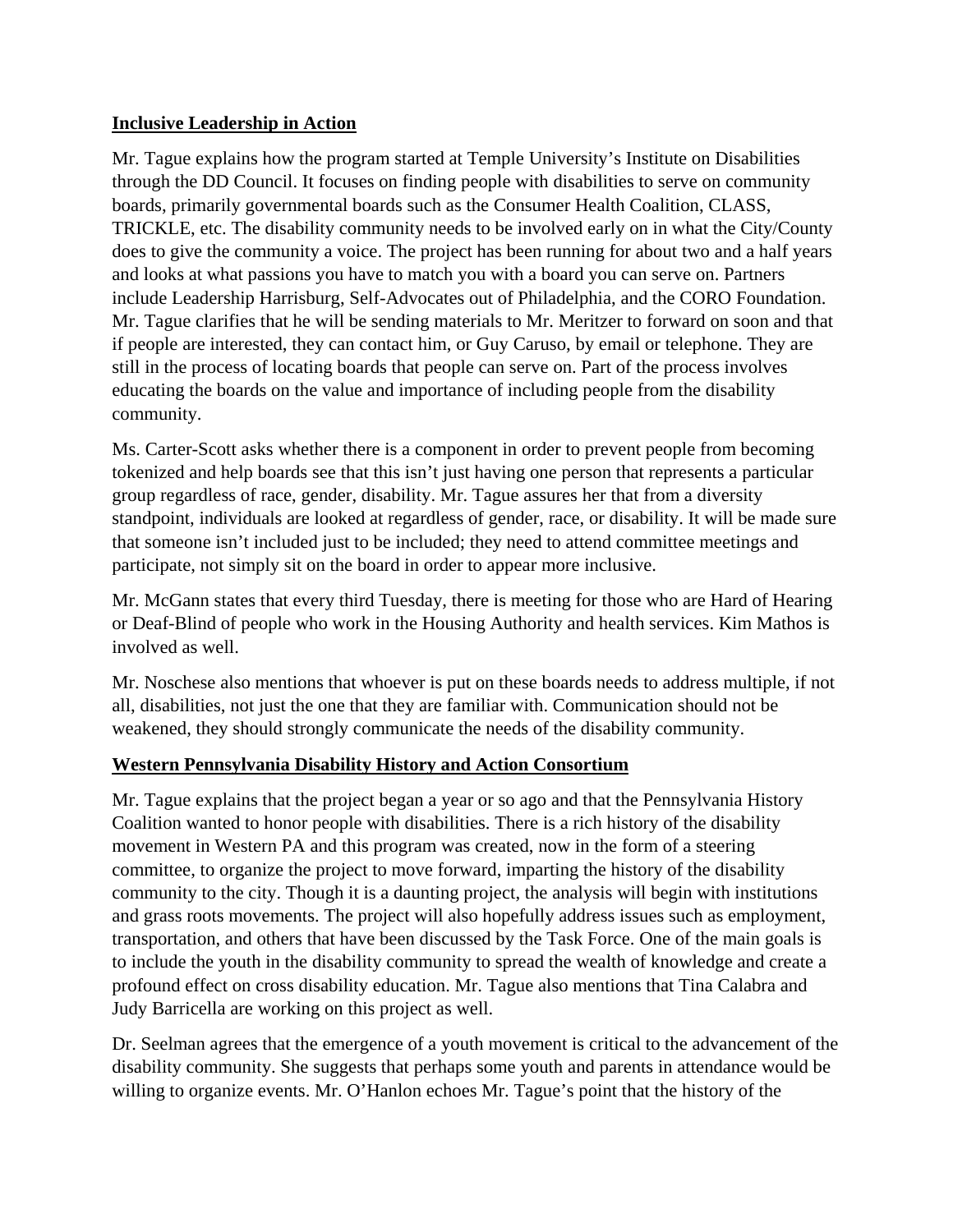**Inclusive Leadership in Action**

Mr. Tague explains how the program started at Temple University's Institute on Disabilities through the DD Council. It focuses on finding people with disabilities to serve on community boards, primarily governmental boards such as the Consumer Health Coalition, CLASS, TRICKLE, etc. The disability community needs to be involved early on in what the City/County does to give the community a voice. The project has been running for about two and a half years and looks at what passions you have to match you with a board you can serve on. Partners include Leadership Harrisburg, Self-Advocates out of Philadelphia, and the CORO Foundation. Mr. Tague clarifies that he will be sending materials to Mr. Meritzer to forward on soon and that if people are interested, they can contact him, or Guy Caruso, by email or telephone. They are still in the process of locating boards that people can serve on. Part of the process involves educating the boards on the value and importance of including people from the disability community.

Ms. Carter-Scott asks whether there is a component in order to prevent people from becoming tokenized and help boards see that this isn't just having one person that represents a particular group regardless of race, gender, disability. Mr. Tague assures her that from a diversity standpoint, individuals are looked at regardless of gender, race, or disability. It will be made sure that someone isn't included just to be included; they need to attend committee meetings and participate, not simply sit on the board in order to appear more inclusive.

Mr. McGann states that every third Tuesday, there is meeting for those who are Hard of Hearing or Deaf-Blind of people who work in the Housing Authority and health services. Kim Mathos is involved as well.

Mr. Noschese also mentions that whoever is put on these boards needs to address multiple, if not all, disabilities, not just the one that they are familiar with. Communication should not be weakened, they should strongly communicate the needs of the disability community.

**Western Pennsylvania Disability History and Action Consortium**

Mr. Tague explains that the project began a year or so ago and that the Pennsylvania History Coalition wanted to honor people with disabilities. There is a rich history of the disability movement in Western PA and this program was created, now in the form of a steering committee, to organize the project to move forward, imparting the history of the disability community to the city. Though it is a daunting project, the analysis will begin with institutions and grass roots movements. The project will also hopefully address issues such as employment, transportation, and others that have been discussed by the Task Force. One of the main goals is to include the youth in the disability community to spread the wealth of knowledge and create a profound effect on cross disability education. Mr. Tague also mentions that Tina Calabra and Judy Barricella are working on this project as well.

Dr. Seelman agrees that the emergence of a youth movement is critical to the advancement of the disability community. She suggests that perhaps some youth and parents in attendance would be willing to organize events. Mr. O'Hanlon echoes Mr. Tague's point that the history of the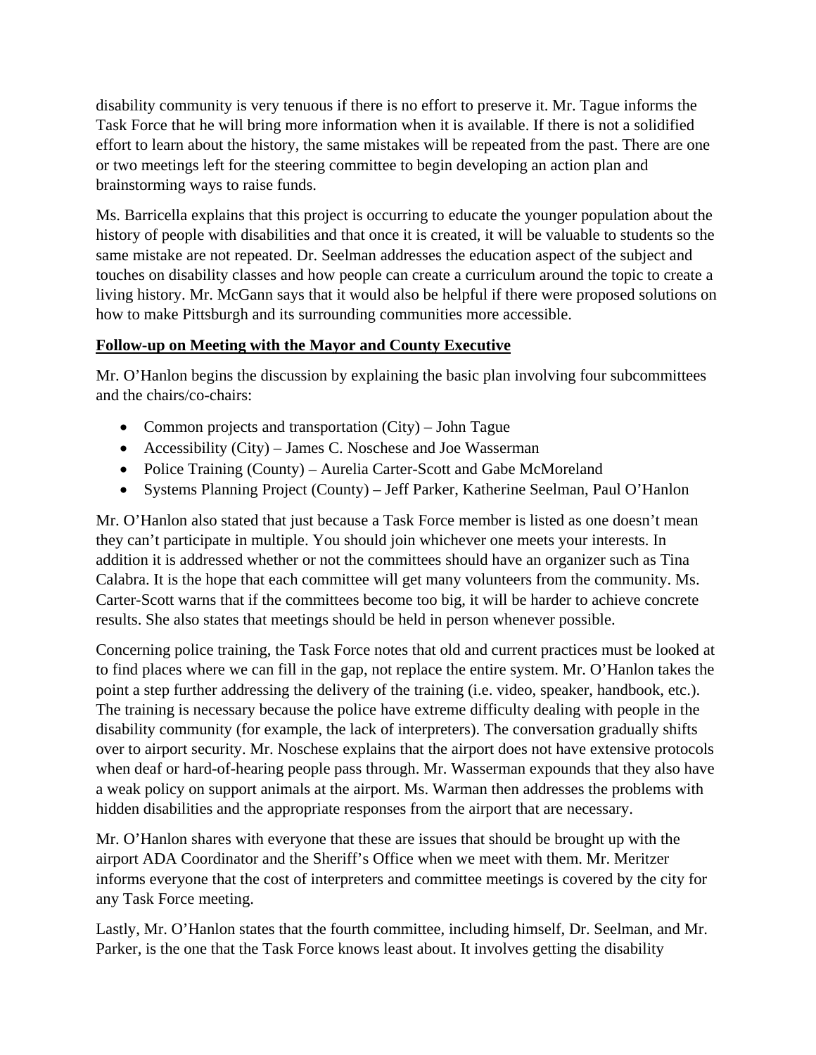disability community is very tenuous if there is no effort to preserve it. Mr. Tague informs the Task Force that he will bring more information when it is available. If there is not a solidified effort to learn about the history, the same mistakes will be repeated from the past. There are one or two meetings left for the steering committee to begin developing an action plan and brainstorming ways to raise funds.

Ms. Barricella explains that this project is occurring to educate the younger population about the history of people with disabilities and that once it is created, it will be valuable to students so the same mistake are not repeated. Dr. Seelman addresses the education aspect of the subject and touches on disability classes and how people can create a curriculum around the topic to create a living history. Mr. McGann says that it would also be helpful if there were proposed solutions on how to make Pittsburgh and its surrounding communities more accessible.

**Follow-up on Meeting with the Mayor and County Executive**

Mr. O'Hanlon begins the discussion by explaining the basic plan involving four subcommittees and the chairs/co-chairs:

- Common projects and transportation (City) – John Tague
- Accessibility (City) – James C. Noschese and Joe Wasserman
- Police Training (County) – Aurelia Carter-Scott and Gabe McMoreland
- Systems Planning Project (County) – Jeff Parker, Katherine Seelman, Paul O'Hanlon

Mr. O'Hanlon also stated that just because a Task Force member is listed as one doesn't mean they can't participate in multiple. You should join whichever one meets your interests. In addition it is addressed whether or not the committees should have an organizer such as Tina Calabra. It is the hope that each committee will get many volunteers from the community. Ms. Carter-Scott warns that if the committees become too big, it will be harder to achieve concrete results. She also states that meetings should be held in person whenever possible.

Concerning police training, the Task Force notes that old and current practices must be looked at to find places where we can fill in the gap, not replace the entire system. Mr. O'Hanlon takes the point a step further addressing the delivery of the training (i.e. video, speaker, handbook, etc.). The training is necessary because the police have extreme difficulty dealing with people in the disability community (for example, the lack of interpreters). The conversation gradually shifts over to airport security. Mr. Noschese explains that the airport does not have extensive protocols when deaf or hard-of-hearing people pass through. Mr. Wasserman expounds that they also have a weak policy on support animals at the airport. Ms. Warman then addresses the problems with hidden disabilities and the appropriate responses from the airport that are necessary.

Mr. O'Hanlon shares with everyone that these are issues that should be brought up with the airport ADA Coordinator and the Sheriff's Office when we meet with them. Mr. Meritzer informs everyone that the cost of interpreters and committee meetings is covered by the city for any Task Force meeting.

Lastly, Mr. O'Hanlon states that the fourth committee, including himself, Dr. Seelman, and Mr. Parker, is the one that the Task Force knows least about. It involves getting the disability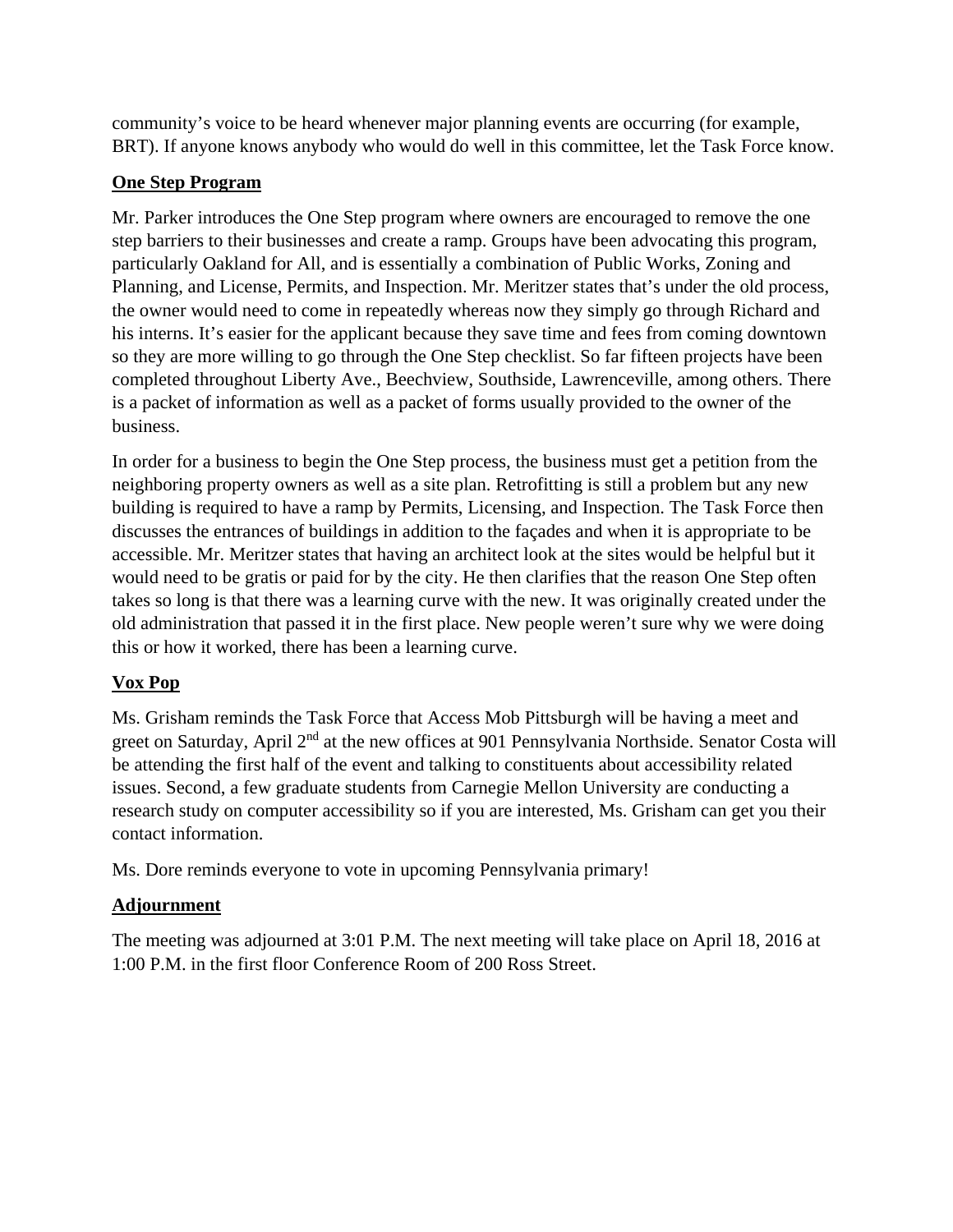community's voice to be heard whenever major planning events are occurring (for example, BRT). If anyone knows anybody who would do well in this committee, let the Task Force know.

## One Step Program

Mr. Parker introduces the One Step program where owners are encouraged to remove the one step barriers to their businesses and create a ramp. Groups have been advocating this program, particularly Oakland for All, and is essentially a combination of Public Works, Zoning and Planning, and License, Permits, and Inspection. Mr. Meritzer states that's under the old process, the owner would need to come in repeatedly whereas now they simply go through Richard and his interns. It's easier for the applicant because they save time and fees from coming downtown so they are more willing to go through the One Step checklist. So far fifteen projects have been completed throughout Liberty Ave., Beechview, Southside, Lawrenceville, among others. There is a packet of information as well as a packet of forms usually provided to the owner of the business.

In order for a business to begin the One Step process, the business must get a petition from the neighboring property owners as well as a site plan. Retrofitting is still a problem but any new building is required to have a ramp by Permits, Licensing, and Inspection. The Task Force then discusses the entrances of buildings in addition to the façades and when it is appropriate to be accessible. Mr. Meritzer states that having an architect look at the sites would be helpful but it would need to be gratis or paid for by the city. He then clarifies that the reason One Step often takes so long is that there was a learning curve with the new. It was originally created under the old administration that passed it in the first place. New people weren't sure why we were doing this or how it worked, there has been a learning curve.

## Vox Pop

Ms. Grisham reminds the Task Force that Access Mob Pittsburgh will be having a meet and greet on Saturday, April 2nd at the new offices at 901 Pennsylvania Northside. Senator Costa will be attending the first half of the event and talking to constituents about accessibility related issues. Second, a few graduate students from Carnegie Mellon University are conducting a research study on computer accessibility so if you are interested, Ms. Grisham can get you their contact information.

Ms. Dore reminds everyone to vote in upcoming Pennsylvania primary!

## Adjournment

The meeting was adjourned at 3:01 P.M. The next meeting will take place on April 18, 2016 at 1:00 P.M. in the first floor Conference Room of 200 Ross Street.